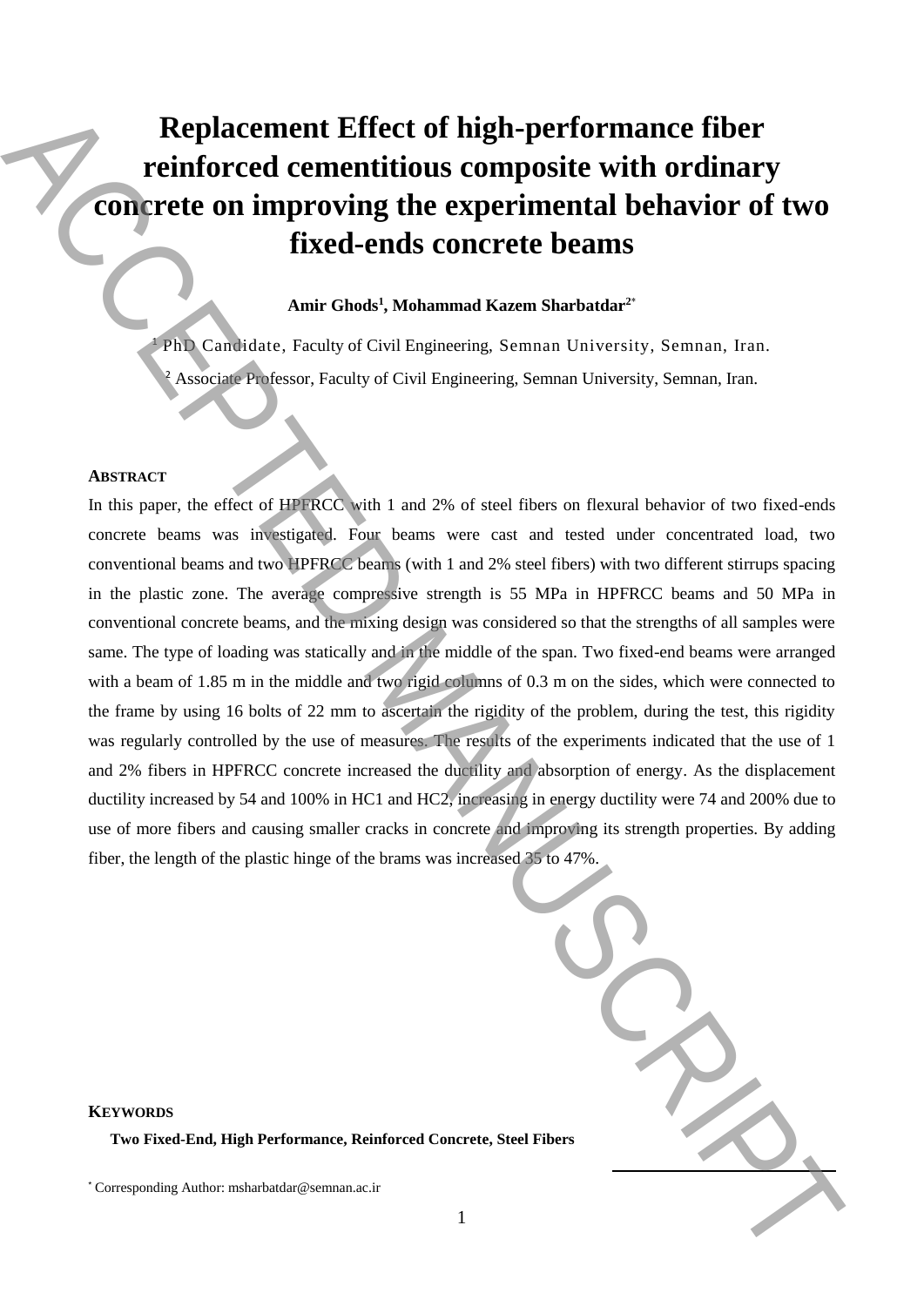# Replacement Effect of high-performance fiber reinforced cementitious composite with ordinary concrete on improving the experimental behavior of two fixed-ends concrete beams

**Amir Ghods[1], Mohammad Kazem Sharbatdar[2*]**

[1] PhD Candidate, Faculty of Civil Engineering, Semnan University, Semnan, Iran.

[2] Associate Professor, Faculty of Civil Engineering, Semnan University, Semnan, Iran.

## ABSTRACT

In this paper, the effect of HPFRCC with 1 and 2% of steel fibers on flexural behavior of two fixed-ends concrete beams was investigated. Four beams were cast and tested under concentrated load, two conventional beams and two HPFRCC beams (with 1 and 2% steel fibers) with two different stirrups spacing in the plastic zone. The average compressive strength is 55 MPa in HPFRCC beams and 50 MPa in conventional concrete beams, and the mixing design was considered so that the strengths of all samples were same. The type of loading was statically and in the middle of the span. Two fixed-end beams were arranged with a beam of 1.85 m in the middle and two rigid columns of 0.3 m on the sides, which were connected to the frame by using 16 bolts of 22 mm to ascertain the rigidity of the problem, during the test, this rigidity was regularly controlled by the use of measures. The results of the experiments indicated that the use of 1 and 2% fibers in HPFRCC concrete increased the ductility and absorption of energy. As the displacement ductility increased by 54 and 100% in HC1 and HC2, increasing in energy ductility were 74 and 200% due to use of more fibers and causing smaller cracks in concrete and improving its strength properties. By adding fiber, the length of the plastic hinge of the brams was increased 35 to 47%.

## KEYWORDS

**Two Fixed-End, High Performance, Reinforced Concrete, Steel Fibers**

[*] Corresponding Author: msharbatdar@semnan.ac.ir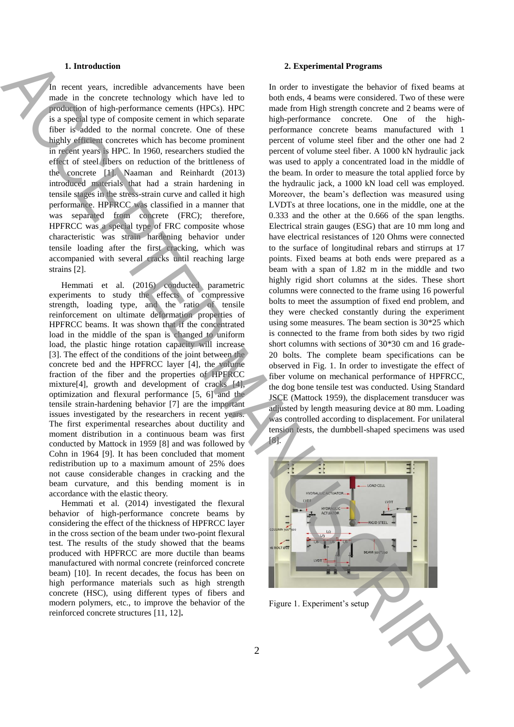## 1. Introduction

In recent years, incredible advancements have been made in the concrete technology which have led to production of high-performance cements (HPCs). HPC is a special type of composite cement in which separate fiber is added to the normal concrete. One of these highly efficient concretes which has become prominent in recent years is HPC. In 1960, researchers studied the effect of steel fibers on reduction of the brittleness of the concrete [1]. Naaman and Reinhardt (2013) introduced materials that had a strain hardening in tensile stages in the stress-strain curve and called it high performance. HPFRCC was classified in a manner that was separated from concrete (FRC); therefore, HPFRCC was a special type of FRC composite whose characteristic was strain hardening behavior under tensile loading after the first cracking, which was accompanied with several cracks until reaching large strains [2].

Hemmati et al. (2016) conducted parametric experiments to study the effects of compressive strength, loading type, and the ratio of tensile reinforcement on ultimate deformation properties of HPFRCC beams. It was shown that if the concentrated load in the middle of the span is changed to uniform load, the plastic hinge rotation capacity will increase [3]. The effect of the conditions of the joint between the concrete bed and the HPFRCC layer [4], the volume fraction of the fiber and the properties of HPFRCC mixture[4], growth and development of cracks [4], optimization and flexural performance [5, 6] and the tensile strain-hardening behavior [7] are the important issues investigated by the researchers in recent years. The first experimental researches about ductility and moment distribution in a continuous beam was first conducted by Mattock in 1959 [8] and was followed by Cohn in 1964 [9]. It has been concluded that moment redistribution up to a maximum amount of 25% does not cause considerable changes in cracking and the beam curvature, and this bending moment is in accordance with the elastic theory.

Hemmati et al. (2014) investigated the flexural behavior of high-performance concrete beams by considering the effect of the thickness of HPFRCC layer in the cross section of the beam under two-point flexural test. The results of the study showed that the beams produced with HPFRCC are more ductile than beams manufactured with normal concrete (reinforced concrete beam) [10]. In recent decades, the focus has been on high performance materials such as high strength concrete (HSC), using different types of fibers and modern polymers, etc., to improve the behavior of the reinforced concrete structures [11, 12].

## 2. Experimental Programs

In order to investigate the behavior of fixed beams at both ends, 4 beams were considered. Two of these were made from High strength concrete and 2 beams were of high-performance concrete. One of the high-performance concrete beams manufactured with 1 percent of volume steel fiber and the other one had 2 percent of volume steel fiber. A 1000 kN hydraulic jack was used to apply a concentrated load in the middle of the beam. In order to measure the total applied force by the hydraulic jack, a 1000 kN load cell was employed. Moreover, the beam's deflection was measured using LVDTs at three locations, one in the middle, one at the 0.333 and the other at the 0.666 of the span lengths. Electrical strain gauges (ESG) that are 10 mm long and have electrical resistances of 120 Ohms were connected to the surface of longitudinal rebars and stirrups at 17 points. Fixed beams at both ends were prepared as a beam with a span of 1.82 m in the middle and two highly rigid short columns at the sides. These short columns were connected to the frame using 16 powerful bolts to meet the assumption of fixed end problem, and they were checked constantly during the experiment using some measures. The beam section is 30*25 which is connected to the frame from both sides by two rigid short columns with sections of 30*30 cm and 16 grade-20 bolts. The complete beam specifications can be observed in Fig. 1. In order to investigate the effect of fiber volume on mechanical performance of HPFRCC, the dog bone tensile test was conducted. Using Standard JSCE (Mattock 1959), the displacement transducer was adjusted by length measuring device at 80 mm. Loading was controlled according to displacement. For unilateral tension tests, the dumbbell-shaped specimens was used [8].

Figure 1. Experiment's setup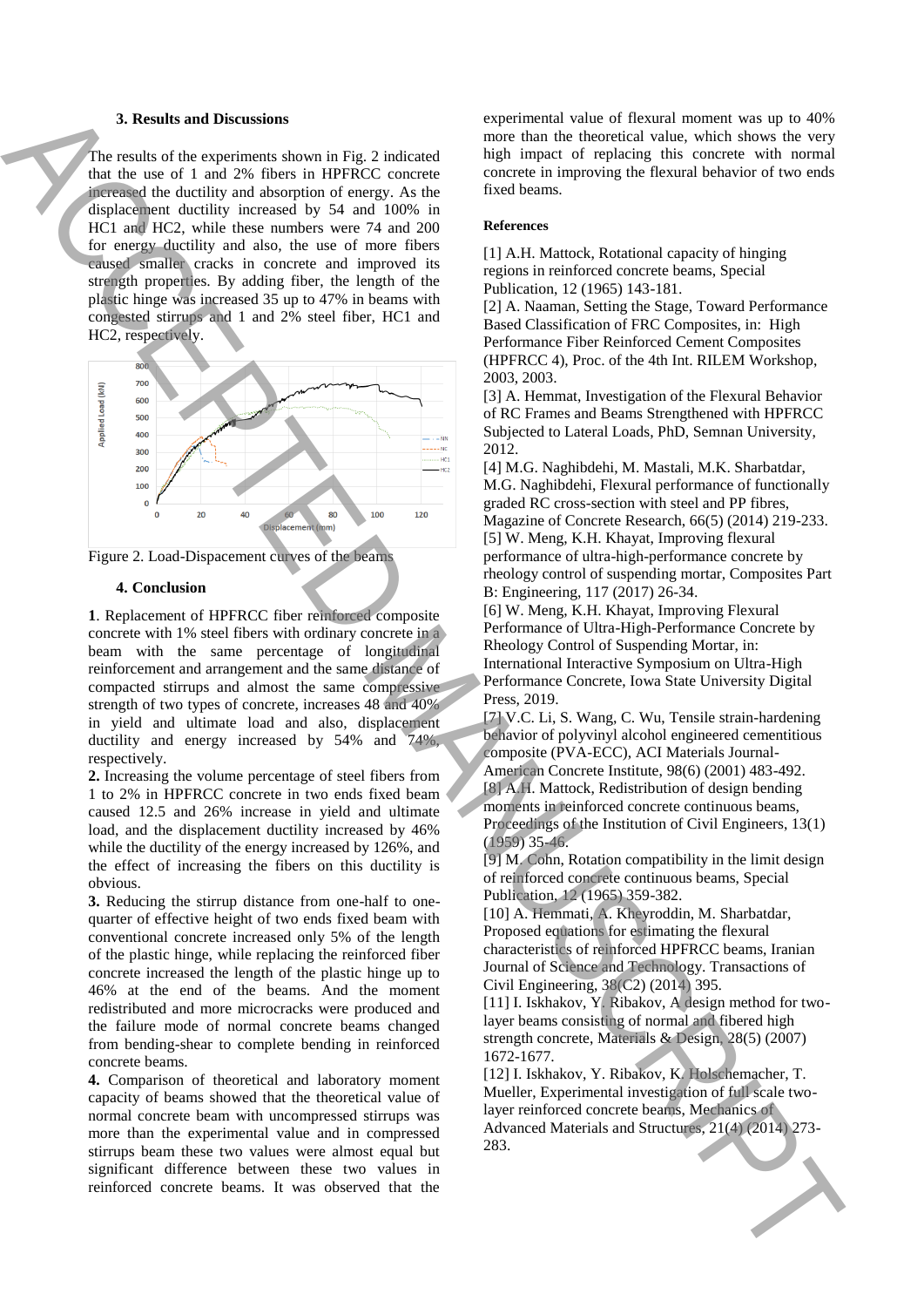## 3. Results and Discussions

The results of the experiments shown in Fig. 2 indicated that the use of 1 and 2% fibers in HPFRCC concrete increased the ductility and absorption of energy. As the displacement ductility increased by 54 and 100% in HC1 and HC2, while these numbers were 74 and 200 for energy ductility and also, the use of more fibers caused smaller cracks in concrete and improved its strength properties. By adding fiber, the length of the plastic hinge was increased 35 up to 47% in beams with congested stirrups and 1 and 2% steel fiber, HC1 and HC2, respectively.

Applied Load (kN)

800
700
600
500
400
300
200
100
0

0 20 40 60 80 100 120

Displacement (mm)

NN
NC
HC1
HC2

Figure 2. Load-Dispacement curves of the beams

## 4. Conclusion

**1**. Replacement of HPFRCC fiber reinforced composite concrete with 1% steel fibers with ordinary concrete in a beam with the same percentage of longitudinal reinforcement and arrangement and the same distance of compacted stirrups and almost the same compressive strength of two types of concrete, increases 48 and 40% in yield and ultimate load and also, displacement ductility and energy increased by 54% and 74%, respectively.

**2.** Increasing the volume percentage of steel fibers from 1 to 2% in HPFRCC concrete in two ends fixed beam caused 12.5 and 26% increase in yield and ultimate load, and the displacement ductility increased by 46% while the ductility of the energy increased by 126%, and the effect of increasing the fibers on this ductility is obvious.

**3.** Reducing the stirrup distance from one-half to one-quarter of effective height of two ends fixed beam with conventional concrete increased only 5% of the length of the plastic hinge, while replacing the reinforced fiber concrete increased the length of the plastic hinge up to 46% at the end of the beams. And the moment redistributed and more microcracks were produced and the failure mode of normal concrete beams changed from bending-shear to complete bending in reinforced concrete beams.

**4.** Comparison of theoretical and laboratory moment capacity of beams showed that the theoretical value of normal concrete beam with uncompressed stirrups was more than the experimental value and in compressed stirrups beam these two values were almost equal but significant difference between these two values in reinforced concrete beams. It was observed that the experimental value of flexural moment was up to 40% more than the theoretical value, which shows the very high impact of replacing this concrete with normal concrete in improving the flexural behavior of two ends fixed beams.

### References

[1] A.H. Mattock, Rotational capacity of hinging regions in reinforced concrete beams, Special Publication, 12 (1965) 143-181.

[2] A. Naaman, Setting the Stage, Toward Performance Based Classification of FRC Composites, in: High Performance Fiber Reinforced Cement Composites (HPFRCC 4), Proc. of the 4th Int. RILEM Workshop, 2003, 2003.

[3] A. Hemmat, Investigation of the Flexural Behavior of RC Frames and Beams Strengthened with HPFRCC Subjected to Lateral Loads, PhD, Semnan University, 2012.

[4] M.G. Naghibdehi, M. Mastali, M.K. Sharbatdar, M.G. Naghibdehi, Flexural performance of functionally graded RC cross-section with steel and PP fibres, Magazine of Concrete Research, 66(5) (2014) 219-233.

[5] W. Meng, K.H. Khayat, Improving flexural performance of ultra-high-performance concrete by rheology control of suspending mortar, Composites Part B: Engineering, 117 (2017) 26-34.

[6] W. Meng, K.H. Khayat, Improving Flexural Performance of Ultra-High-Performance Concrete by Rheology Control of Suspending Mortar, in: International Interactive Symposium on Ultra-High Performance Concrete, Iowa State University Digital Press, 2019.

[7] V.C. Li, S. Wang, C. Wu, Tensile strain-hardening behavior of polyvinyl alcohol engineered cementitious composite (PVA-ECC), ACI Materials Journal-American Concrete Institute, 98(6) (2001) 483-492.

[8] A.H. Mattock, Redistribution of design bending moments in reinforced concrete continuous beams, Proceedings of the Institution of Civil Engineers, 13(1) (1959) 35-46.

[9] M. Cohn, Rotation compatibility in the limit design of reinforced concrete continuous beams, Special Publication, 12 (1965) 359-382.

[10] A. Hemmati, A. Kheyroddin, M. Sharbatdar, Proposed equations for estimating the flexural characteristics of reinforced HPFRCC beams, Iranian Journal of Science and Technology. Transactions of Civil Engineering, 38(C2) (2014) 395.

[11] I. Iskhakov, Y. Ribakov, A design method for two-layer beams consisting of normal and fibered high strength concrete, Materials & Design, 28(5) (2007) 1672-1677.

[12] I. Iskhakov, Y. Ribakov, K. Holschemacher, T. Mueller, Experimental investigation of full scale two-layer reinforced concrete beams, Mechanics of Advanced Materials and Structures, 21(4) (2014) 273-283.